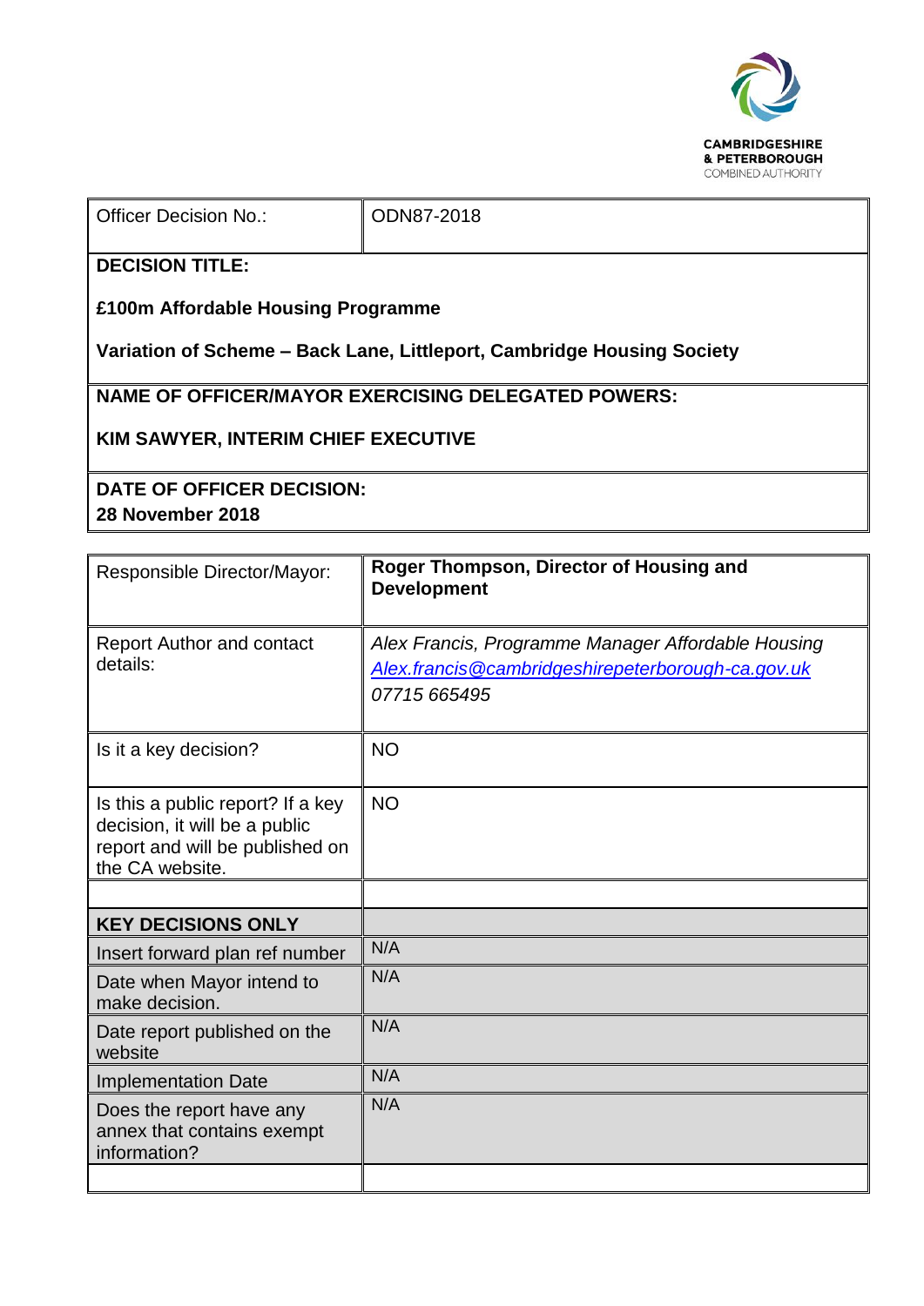CAMBRIDGESHIRE & PETERBOROUGH COMBINED AUTHORITY

| Officer Decision No.: | ODN87-2018 |
|---|---|

**DECISION TITLE:**

**£100m Affordable Housing Programme**

**Variation of Scheme – Back Lane, Littleport, Cambridge Housing Society**

**NAME OF OFFICER/MAYOR EXERCISING DELEGATED POWERS:**

**KIM SAWYER, INTERIM CHIEF EXECUTIVE**

**DATE OF OFFICER DECISION:**
**28 November 2018**

| Responsible Director/Mayor: | **Roger Thompson, Director of Housing and Development** |
|---|---|
| Report Author and contact details: | *Alex Francis, Programme Manager Affordable Housing* *Alex.francis@cambridgeshirepeterborough-ca.gov.uk* *07715 665495* |
| Is it a key decision? | NO |
| Is this a public report? If a key decision, it will be a public report and will be published on the CA website. | NO |
| | |
| **KEY DECISIONS ONLY** | |
| Insert forward plan ref number | N/A |
| Date when Mayor intend to make decision. | N/A |
| Date report published on the website | N/A |
| Implementation Date | N/A |
| Does the report have any annex that contains exempt information? | N/A |
| | |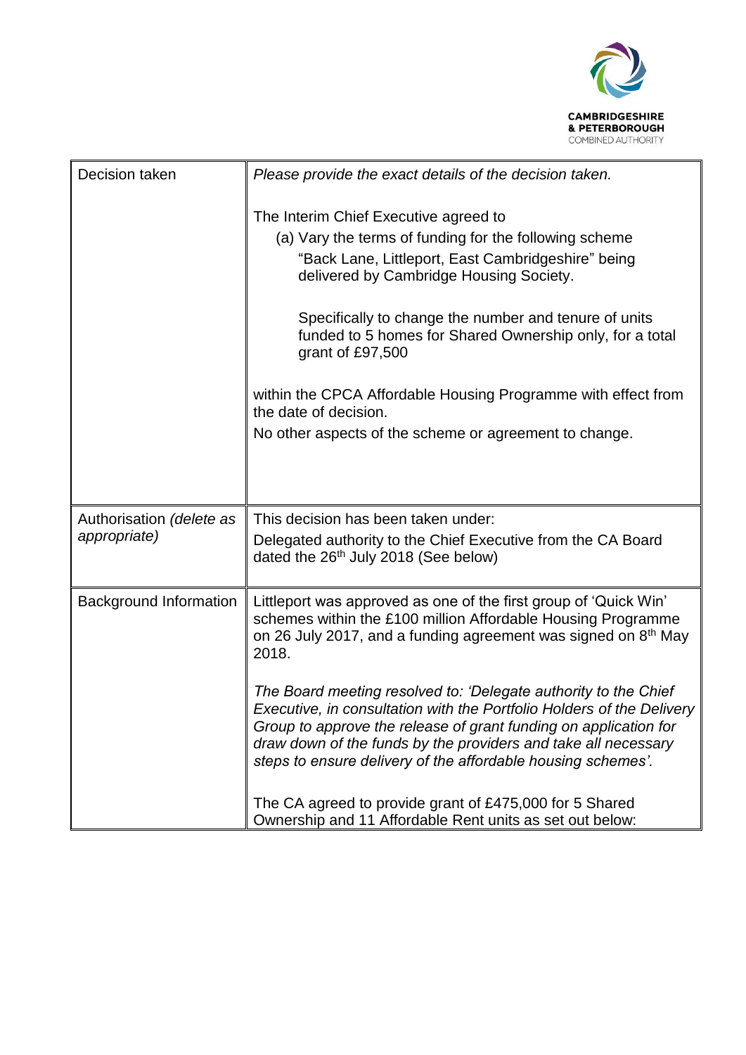| | |
|---|---|
| Decision taken | *Please provide the exact details of the decision taken.*<br><br>The Interim Chief Executive agreed to<br>(a) Vary the terms of funding for the following scheme "Back Lane, Littleport, East Cambridgeshire" being delivered by Cambridge Housing Society.<br><br>Specifically to change the number and tenure of units funded to 5 homes for Shared Ownership only, for a total grant of £97,500<br><br>within the CPCA Affordable Housing Programme with effect from the date of decision.<br>No other aspects of the scheme or agreement to change. |
| Authorisation *(delete as appropriate)* | This decision has been taken under:<br>Delegated authority to the Chief Executive from the CA Board dated the 26th July 2018 (See below) |
| Background Information | Littleport was approved as one of the first group of 'Quick Win' schemes within the £100 million Affordable Housing Programme on 26 July 2017, and a funding agreement was signed on 8th May 2018.<br><br>*The Board meeting resolved to: 'Delegate authority to the Chief Executive, in consultation with the Portfolio Holders of the Delivery Group to approve the release of grant funding on application for draw down of the funds by the providers and take all necessary steps to ensure delivery of the affordable housing schemes'.*<br><br>The CA agreed to provide grant of £475,000 for 5 Shared Ownership and 11 Affordable Rent units as set out below: |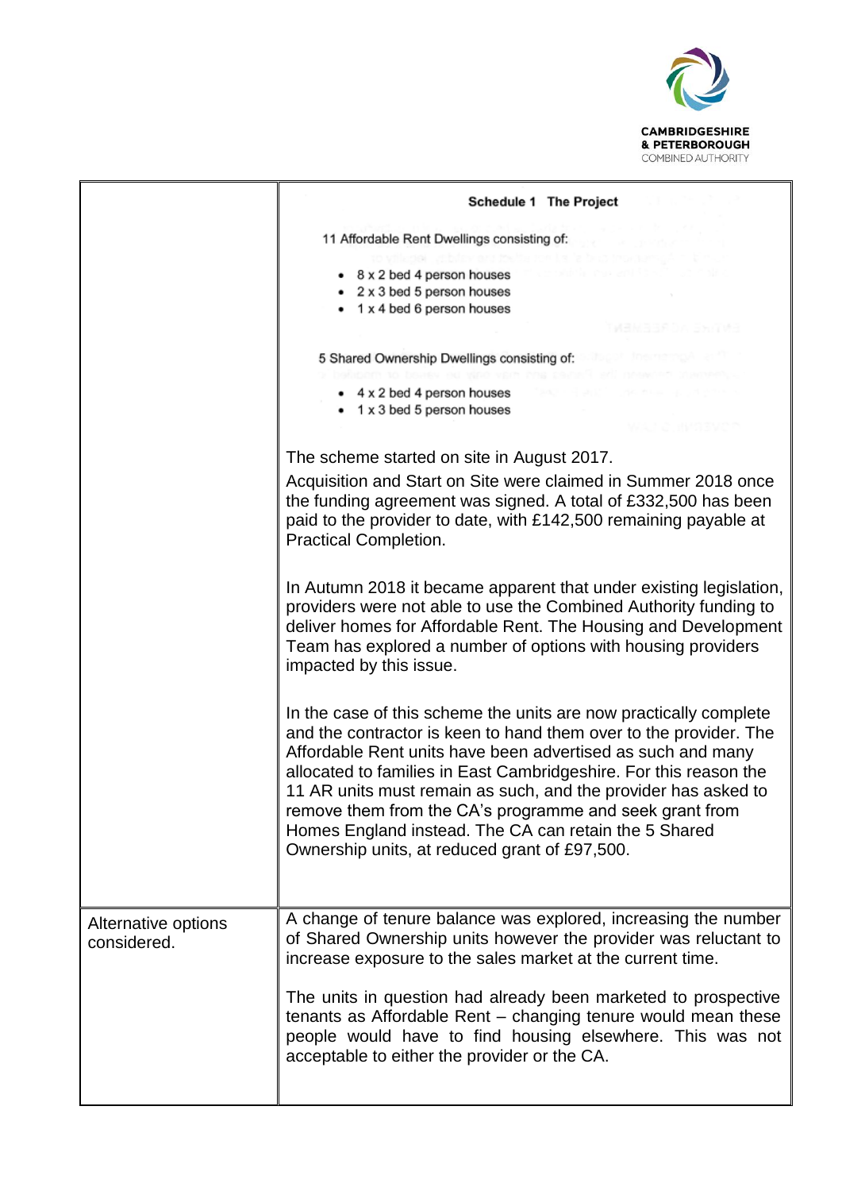| | |
|---|---|
| | **Schedule 1 The Project**<br><br>11 Affordable Rent Dwellings consisting of:<br><br>• 8 x 2 bed 4 person houses<br>• 2 x 3 bed 5 person houses<br>• 1 x 4 bed 6 person houses<br><br>5 Shared Ownership Dwellings consisting of:<br><br>• 4 x 2 bed 4 person houses<br>• 1 x 3 bed 5 person houses<br><br>The scheme started on site in August 2017.<br><br>Acquisition and Start on Site were claimed in Summer 2018 once the funding agreement was signed. A total of £332,500 has been paid to the provider to date, with £142,500 remaining payable at Practical Completion.<br><br>In Autumn 2018 it became apparent that under existing legislation, providers were not able to use the Combined Authority funding to deliver homes for Affordable Rent. The Housing and Development Team has explored a number of options with housing providers impacted by this issue.<br><br>In the case of this scheme the units are now practically complete and the contractor is keen to hand them over to the provider. The Affordable Rent units have been advertised as such and many allocated to families in East Cambridgeshire. For this reason the 11 AR units must remain as such, and the provider has asked to remove them from the CA's programme and seek grant from Homes England instead. The CA can retain the 5 Shared Ownership units, at reduced grant of £97,500. |
| Alternative options considered. | A change of tenure balance was explored, increasing the number of Shared Ownership units however the provider was reluctant to increase exposure to the sales market at the current time.<br><br>The units in question had already been marketed to prospective tenants as Affordable Rent – changing tenure would mean these people would have to find housing elsewhere. This was not acceptable to either the provider or the CA. |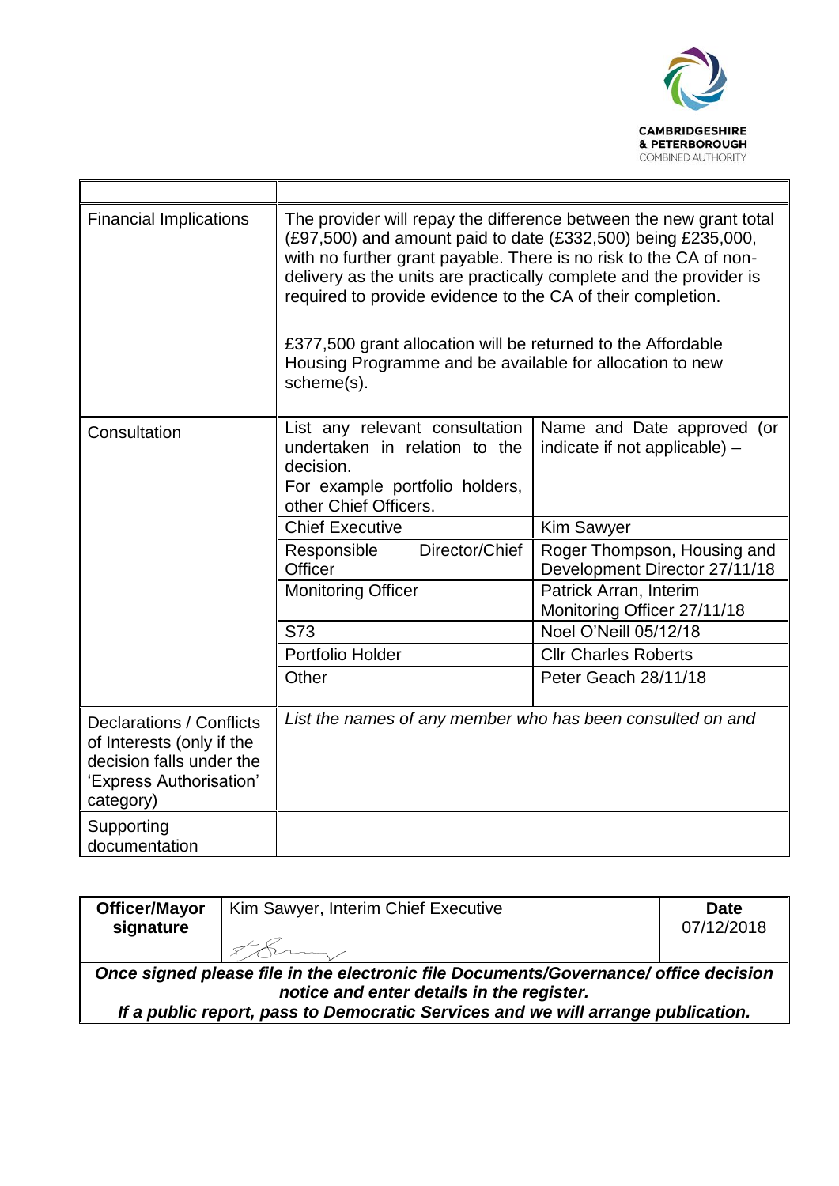| | | |
|---|---|---|
| Financial Implications | The provider will repay the difference between the new grant total (£97,500) and amount paid to date (£332,500) being £235,000, with no further grant payable. There is no risk to the CA of non-delivery as the units are practically complete and the provider is required to provide evidence to the CA of their completion.<br><br>£377,500 grant allocation will be returned to the Affordable Housing Programme and be available for allocation to new scheme(s). | |
| Consultation | List any relevant consultation undertaken in relation to the decision.<br>For example portfolio holders, other Chief Officers. | Name and Date approved (or indicate if not applicable) – |
| | Chief Executive | Kim Sawyer |
| | Responsible Director/Chief Officer | Roger Thompson, Housing and Development Director 27/11/18 |
| | Monitoring Officer | Patrick Arran, Interim Monitoring Officer 27/11/18 |
| | S73 | Noel O'Neill 05/12/18 |
| | Portfolio Holder | Cllr Charles Roberts |
| | Other | Peter Geach 28/11/18 |
| Declarations / Conflicts of Interests (only if the decision falls under the 'Express Authorisation' category) | *List the names of any member who has been consulted on and* | |
| Supporting documentation | | |

| | | |
|---|---|---|
| **Officer/Mayor signature** | Kim Sawyer, Interim Chief Executive | **Date**<br>07/12/2018 |

***Once signed please file in the electronic file Documents/Governance/ office decision notice and enter details in the register.***
***If a public report, pass to Democratic Services and we will arrange publication.***